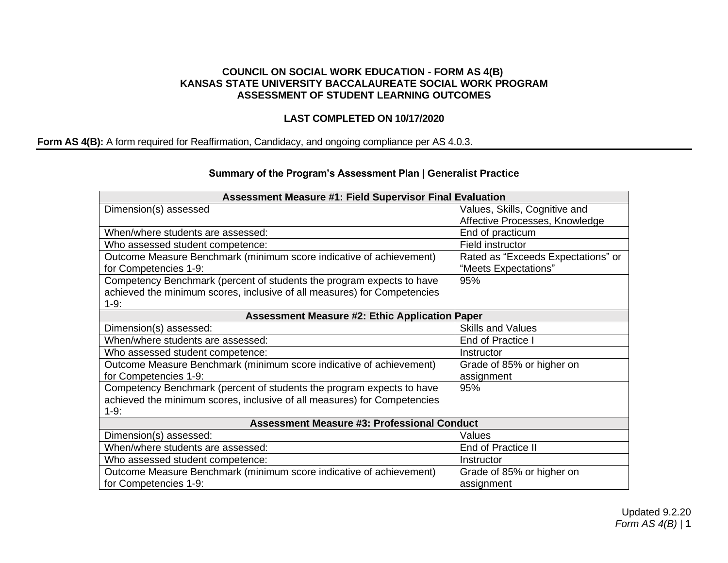**COUNCIL ON SOCIAL WORK EDUCATION - FORM AS 4(B)**
**KANSAS STATE UNIVERSITY BACCALAUREATE SOCIAL WORK PROGRAM**
**ASSESSMENT OF STUDENT LEARNING OUTCOMES**

**LAST COMPLETED ON 10/17/2020**

**Form AS 4(B):** A form required for Reaffirmation, Candidacy, and ongoing compliance per AS 4.0.3.

### Summary of the Program's Assessment Plan | Generalist Practice

| **Assessment Measure #1: Field Supervisor Final Evaluation** | |
|---|---|
| Dimension(s) assessed | Values, Skills, Cognitive and Affective Processes, Knowledge |
| When/where students are assessed: | End of practicum |
| Who assessed student competence: | Field instructor |
| Outcome Measure Benchmark (minimum score indicative of achievement) for Competencies 1-9: | Rated as "Exceeds Expectations" or "Meets Expectations" |
| Competency Benchmark (percent of students the program expects to have achieved the minimum scores, inclusive of all measures) for Competencies 1-9: | 95% |
| **Assessment Measure #2: Ethic Application Paper** | |
| Dimension(s) assessed: | Skills and Values |
| When/where students are assessed: | End of Practice I |
| Who assessed student competence: | Instructor |
| Outcome Measure Benchmark (minimum score indicative of achievement) for Competencies 1-9: | Grade of 85% or higher on assignment |
| Competency Benchmark (percent of students the program expects to have achieved the minimum scores, inclusive of all measures) for Competencies 1-9: | 95% |
| **Assessment Measure #3: Professional Conduct** | |
| Dimension(s) assessed: | Values |
| When/where students are assessed: | End of Practice II |
| Who assessed student competence: | Instructor |
| Outcome Measure Benchmark (minimum score indicative of achievement) for Competencies 1-9: | Grade of 85% or higher on assignment |

Updated 9.2.20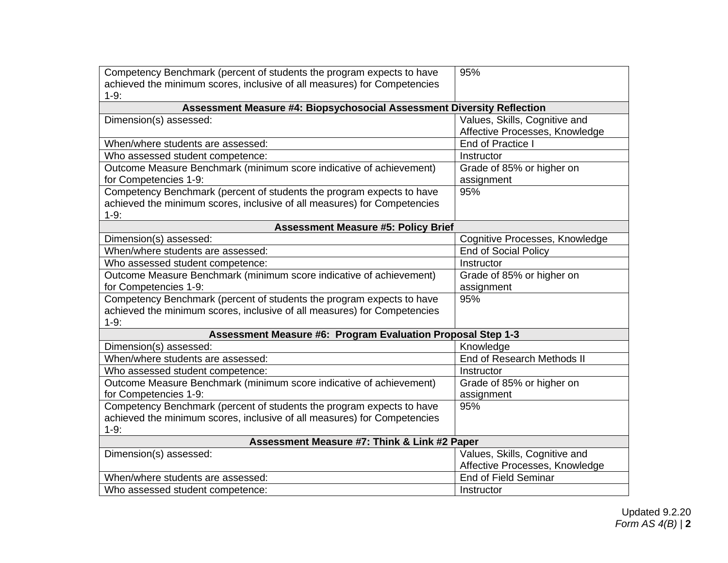| | |
|---|---|
| Competency Benchmark (percent of students the program expects to have achieved the minimum scores, inclusive of all measures) for Competencies 1-9: | 95% |
| **Assessment Measure #4: Biopsychosocial Assessment Diversity Reflection** | |
| Dimension(s) assessed: | Values, Skills, Cognitive and Affective Processes, Knowledge |
| When/where students are assessed: | End of Practice I |
| Who assessed student competence: | Instructor |
| Outcome Measure Benchmark (minimum score indicative of achievement) for Competencies 1-9: | Grade of 85% or higher on assignment |
| Competency Benchmark (percent of students the program expects to have achieved the minimum scores, inclusive of all measures) for Competencies 1-9: | 95% |
| **Assessment Measure #5: Policy Brief** | |
| Dimension(s) assessed: | Cognitive Processes, Knowledge |
| When/where students are assessed: | End of Social Policy |
| Who assessed student competence: | Instructor |
| Outcome Measure Benchmark (minimum score indicative of achievement) for Competencies 1-9: | Grade of 85% or higher on assignment |
| Competency Benchmark (percent of students the program expects to have achieved the minimum scores, inclusive of all measures) for Competencies 1-9: | 95% |
| **Assessment Measure #6: Program Evaluation Proposal Step 1-3** | |
| Dimension(s) assessed: | Knowledge |
| When/where students are assessed: | End of Research Methods II |
| Who assessed student competence: | Instructor |
| Outcome Measure Benchmark (minimum score indicative of achievement) for Competencies 1-9: | Grade of 85% or higher on assignment |
| Competency Benchmark (percent of students the program expects to have achieved the minimum scores, inclusive of all measures) for Competencies 1-9: | 95% |
| **Assessment Measure #7: Think & Link #2 Paper** | |
| Dimension(s) assessed: | Values, Skills, Cognitive and Affective Processes, Knowledge |
| When/where students are assessed: | End of Field Seminar |
| Who assessed student competence: | Instructor |

Updated 9.2.20
*Form AS 4(B)*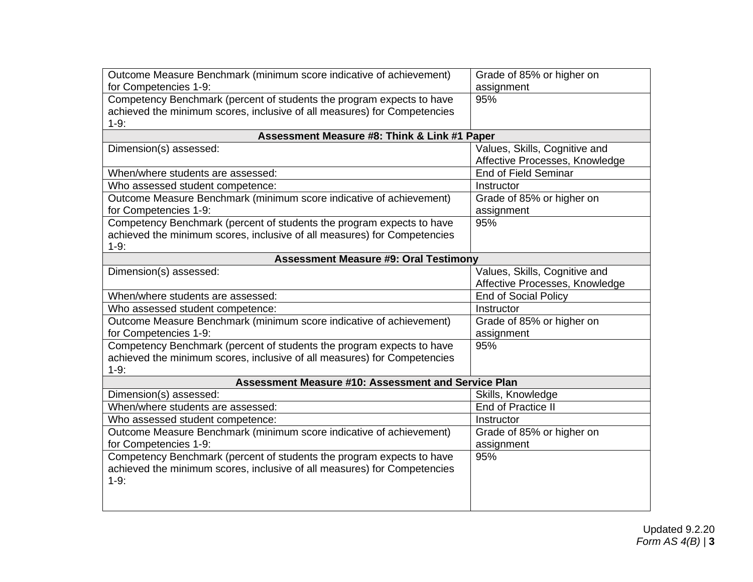| | |
|---|---|
| Outcome Measure Benchmark (minimum score indicative of achievement) for Competencies 1-9: | Grade of 85% or higher on assignment |
| Competency Benchmark (percent of students the program expects to have achieved the minimum scores, inclusive of all measures) for Competencies 1-9: | 95% |
| **Assessment Measure #8: Think & Link #1 Paper** | |
| Dimension(s) assessed: | Values, Skills, Cognitive and Affective Processes, Knowledge |
| When/where students are assessed: | End of Field Seminar |
| Who assessed student competence: | Instructor |
| Outcome Measure Benchmark (minimum score indicative of achievement) for Competencies 1-9: | Grade of 85% or higher on assignment |
| Competency Benchmark (percent of students the program expects to have achieved the minimum scores, inclusive of all measures) for Competencies 1-9: | 95% |
| **Assessment Measure #9: Oral Testimony** | |
| Dimension(s) assessed: | Values, Skills, Cognitive and Affective Processes, Knowledge |
| When/where students are assessed: | End of Social Policy |
| Who assessed student competence: | Instructor |
| Outcome Measure Benchmark (minimum score indicative of achievement) for Competencies 1-9: | Grade of 85% or higher on assignment |
| Competency Benchmark (percent of students the program expects to have achieved the minimum scores, inclusive of all measures) for Competencies 1-9: | 95% |
| **Assessment Measure #10: Assessment and Service Plan** | |
| Dimension(s) assessed: | Skills, Knowledge |
| When/where students are assessed: | End of Practice II |
| Who assessed student competence: | Instructor |
| Outcome Measure Benchmark (minimum score indicative of achievement) for Competencies 1-9: | Grade of 85% or higher on assignment |
| Competency Benchmark (percent of students the program expects to have achieved the minimum scores, inclusive of all measures) for Competencies 1-9: | 95% |

Updated 9.2.20
*Form AS 4(B)*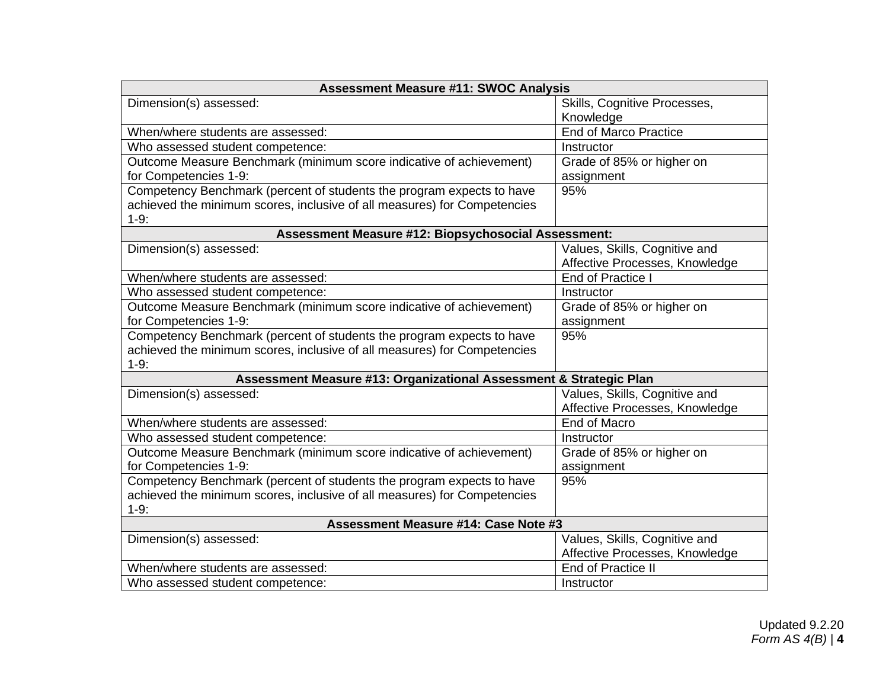| Assessment Measure #11: SWOC Analysis | |
|---|---|
| Dimension(s) assessed: | Skills, Cognitive Processes, Knowledge |
| When/where students are assessed: | End of Marco Practice |
| Who assessed student competence: | Instructor |
| Outcome Measure Benchmark (minimum score indicative of achievement) for Competencies 1-9: | Grade of 85% or higher on assignment |
| Competency Benchmark (percent of students the program expects to have achieved the minimum scores, inclusive of all measures) for Competencies 1-9: | 95% |
| **Assessment Measure #12: Biopsychosocial Assessment:** | |
| Dimension(s) assessed: | Values, Skills, Cognitive and Affective Processes, Knowledge |
| When/where students are assessed: | End of Practice I |
| Who assessed student competence: | Instructor |
| Outcome Measure Benchmark (minimum score indicative of achievement) for Competencies 1-9: | Grade of 85% or higher on assignment |
| Competency Benchmark (percent of students the program expects to have achieved the minimum scores, inclusive of all measures) for Competencies 1-9: | 95% |
| **Assessment Measure #13: Organizational Assessment & Strategic Plan** | |
| Dimension(s) assessed: | Values, Skills, Cognitive and Affective Processes, Knowledge |
| When/where students are assessed: | End of Macro |
| Who assessed student competence: | Instructor |
| Outcome Measure Benchmark (minimum score indicative of achievement) for Competencies 1-9: | Grade of 85% or higher on assignment |
| Competency Benchmark (percent of students the program expects to have achieved the minimum scores, inclusive of all measures) for Competencies 1-9: | 95% |
| **Assessment Measure #14: Case Note #3** | |
| Dimension(s) assessed: | Values, Skills, Cognitive and Affective Processes, Knowledge |
| When/where students are assessed: | End of Practice II |
| Who assessed student competence: | Instructor |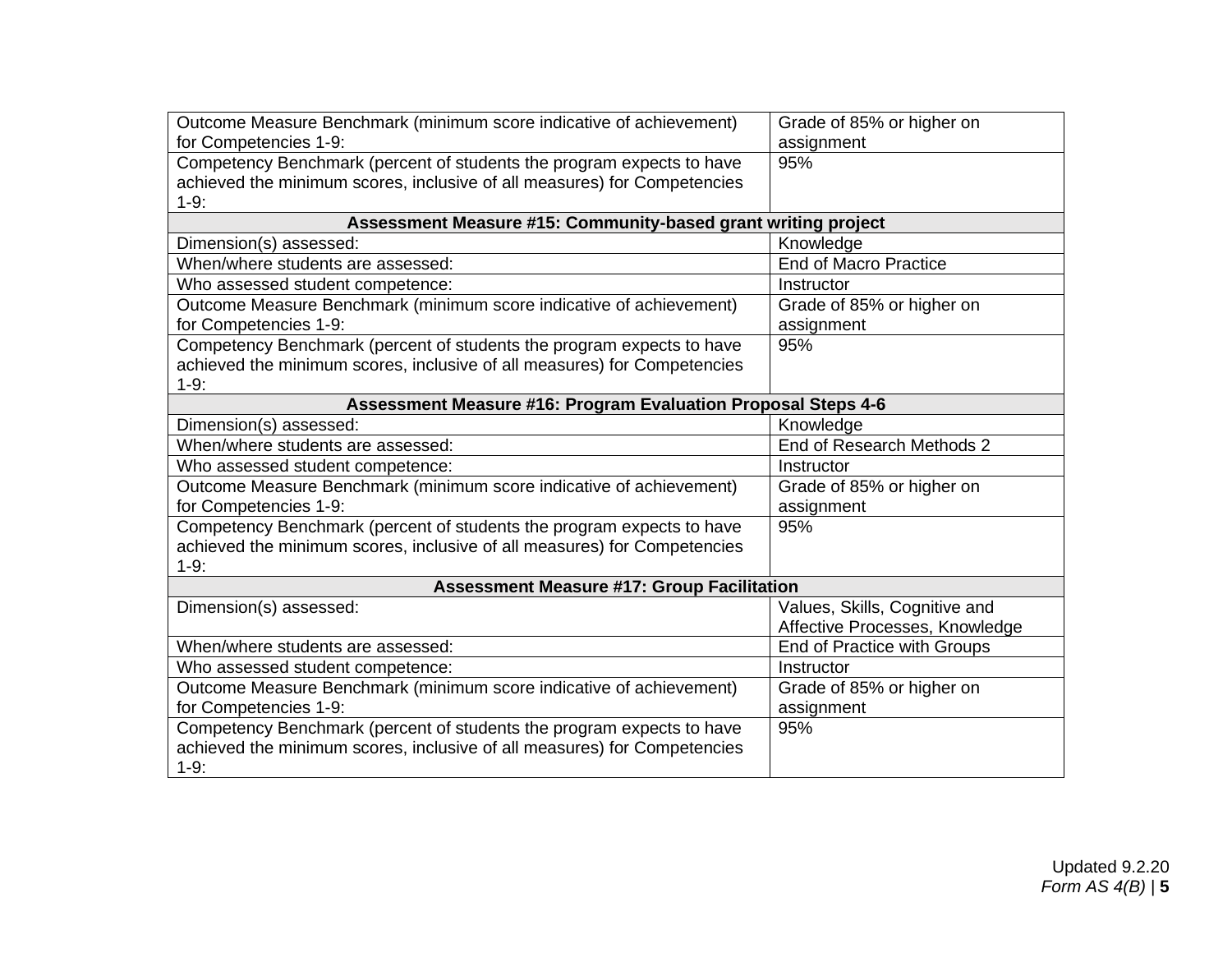| | |
|---|---|
| Outcome Measure Benchmark (minimum score indicative of achievement) for Competencies 1-9: | Grade of 85% or higher on assignment |
| Competency Benchmark (percent of students the program expects to have achieved the minimum scores, inclusive of all measures) for Competencies 1-9: | 95% |
| **Assessment Measure #15: Community-based grant writing project** | |
| Dimension(s) assessed: | Knowledge |
| When/where students are assessed: | End of Macro Practice |
| Who assessed student competence: | Instructor |
| Outcome Measure Benchmark (minimum score indicative of achievement) for Competencies 1-9: | Grade of 85% or higher on assignment |
| Competency Benchmark (percent of students the program expects to have achieved the minimum scores, inclusive of all measures) for Competencies 1-9: | 95% |
| **Assessment Measure #16: Program Evaluation Proposal Steps 4-6** | |
| Dimension(s) assessed: | Knowledge |
| When/where students are assessed: | End of Research Methods 2 |
| Who assessed student competence: | Instructor |
| Outcome Measure Benchmark (minimum score indicative of achievement) for Competencies 1-9: | Grade of 85% or higher on assignment |
| Competency Benchmark (percent of students the program expects to have achieved the minimum scores, inclusive of all measures) for Competencies 1-9: | 95% |
| **Assessment Measure #17: Group Facilitation** | |
| Dimension(s) assessed: | Values, Skills, Cognitive and Affective Processes, Knowledge |
| When/where students are assessed: | End of Practice with Groups |
| Who assessed student competence: | Instructor |
| Outcome Measure Benchmark (minimum score indicative of achievement) for Competencies 1-9: | Grade of 85% or higher on assignment |
| Competency Benchmark (percent of students the program expects to have achieved the minimum scores, inclusive of all measures) for Competencies 1-9: | 95% |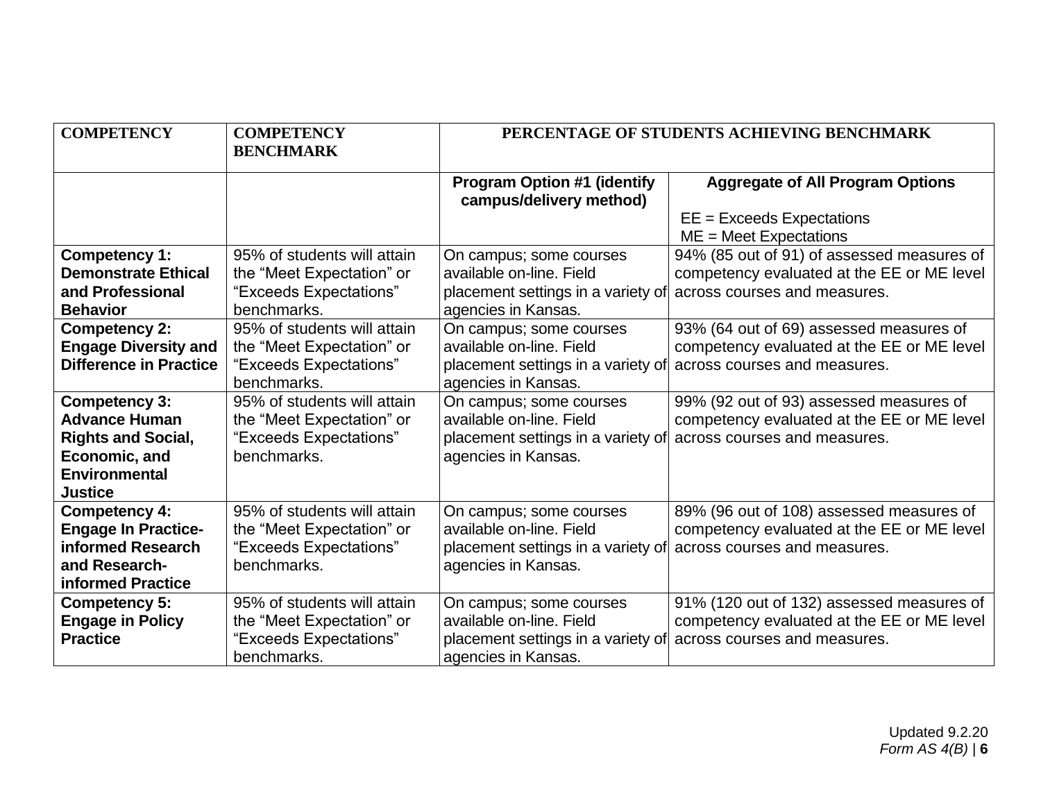| COMPETENCY | COMPETENCY BENCHMARK | PERCENTAGE OF STUDENTS ACHIEVING BENCHMARK | |
|---|---|---|---|
| | | **Program Option #1 (identify campus/delivery method)** | **Aggregate of All Program Options**<br><br>EE = Exceeds Expectations<br>ME = Meet Expectations |
| **Competency 1: Demonstrate Ethical and Professional Behavior** | 95% of students will attain the "Meet Expectation" or "Exceeds Expectations" benchmarks. | On campus; some courses available on-line. Field placement settings in a variety of agencies in Kansas. | 94% (85 out of 91) of assessed measures of competency evaluated at the EE or ME level across courses and measures. |
| **Competency 2: Engage Diversity and Difference in Practice** | 95% of students will attain the "Meet Expectation" or "Exceeds Expectations" benchmarks. | On campus; some courses available on-line. Field placement settings in a variety of agencies in Kansas. | 93% (64 out of 69) assessed measures of competency evaluated at the EE or ME level across courses and measures. |
| **Competency 3: Advance Human Rights and Social, Economic, and Environmental Justice** | 95% of students will attain the "Meet Expectation" or "Exceeds Expectations" benchmarks. | On campus; some courses available on-line. Field placement settings in a variety of agencies in Kansas. | 99% (92 out of 93) assessed measures of competency evaluated at the EE or ME level across courses and measures. |
| **Competency 4: Engage In Practice-informed Research and Research-informed Practice** | 95% of students will attain the "Meet Expectation" or "Exceeds Expectations" benchmarks. | On campus; some courses available on-line. Field placement settings in a variety of agencies in Kansas. | 89% (96 out of 108) assessed measures of competency evaluated at the EE or ME level across courses and measures. |
| **Competency 5: Engage in Policy Practice** | 95% of students will attain the "Meet Expectation" or "Exceeds Expectations" benchmarks. | On campus; some courses available on-line. Field placement settings in a variety of agencies in Kansas. | 91% (120 out of 132) assessed measures of competency evaluated at the EE or ME level across courses and measures. |

Updated 9.2.20
*Form AS 4(B)*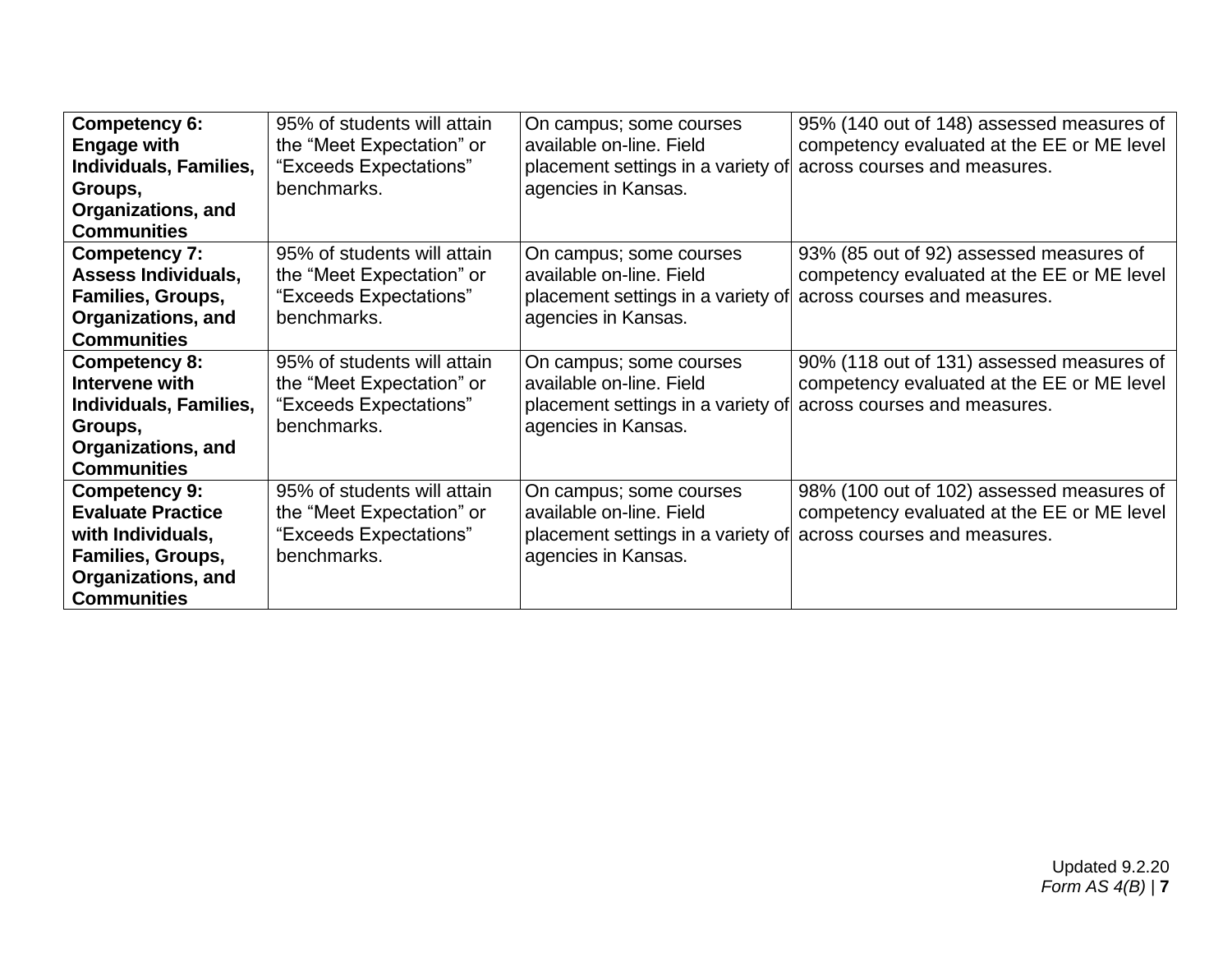| | | | |
|---|---|---|---|
| **Competency 6: Engage with Individuals, Families, Groups, Organizations, and Communities** | 95% of students will attain the "Meet Expectation" or "Exceeds Expectations" benchmarks. | On campus; some courses available on-line. Field placement settings in a variety of agencies in Kansas. | 95% (140 out of 148) assessed measures of competency evaluated at the EE or ME level across courses and measures. |
| **Competency 7: Assess Individuals, Families, Groups, Organizations, and Communities** | 95% of students will attain the "Meet Expectation" or "Exceeds Expectations" benchmarks. | On campus; some courses available on-line. Field placement settings in a variety of agencies in Kansas. | 93% (85 out of 92) assessed measures of competency evaluated at the EE or ME level across courses and measures. |
| **Competency 8: Intervene with Individuals, Families, Groups, Organizations, and Communities** | 95% of students will attain the "Meet Expectation" or "Exceeds Expectations" benchmarks. | On campus; some courses available on-line. Field placement settings in a variety of agencies in Kansas. | 90% (118 out of 131) assessed measures of competency evaluated at the EE or ME level across courses and measures. |
| **Competency 9: Evaluate Practice with Individuals, Families, Groups, Organizations, and Communities** | 95% of students will attain the "Meet Expectation" or "Exceeds Expectations" benchmarks. | On campus; some courses available on-line. Field placement settings in a variety of agencies in Kansas. | 98% (100 out of 102) assessed measures of competency evaluated at the EE or ME level across courses and measures. |